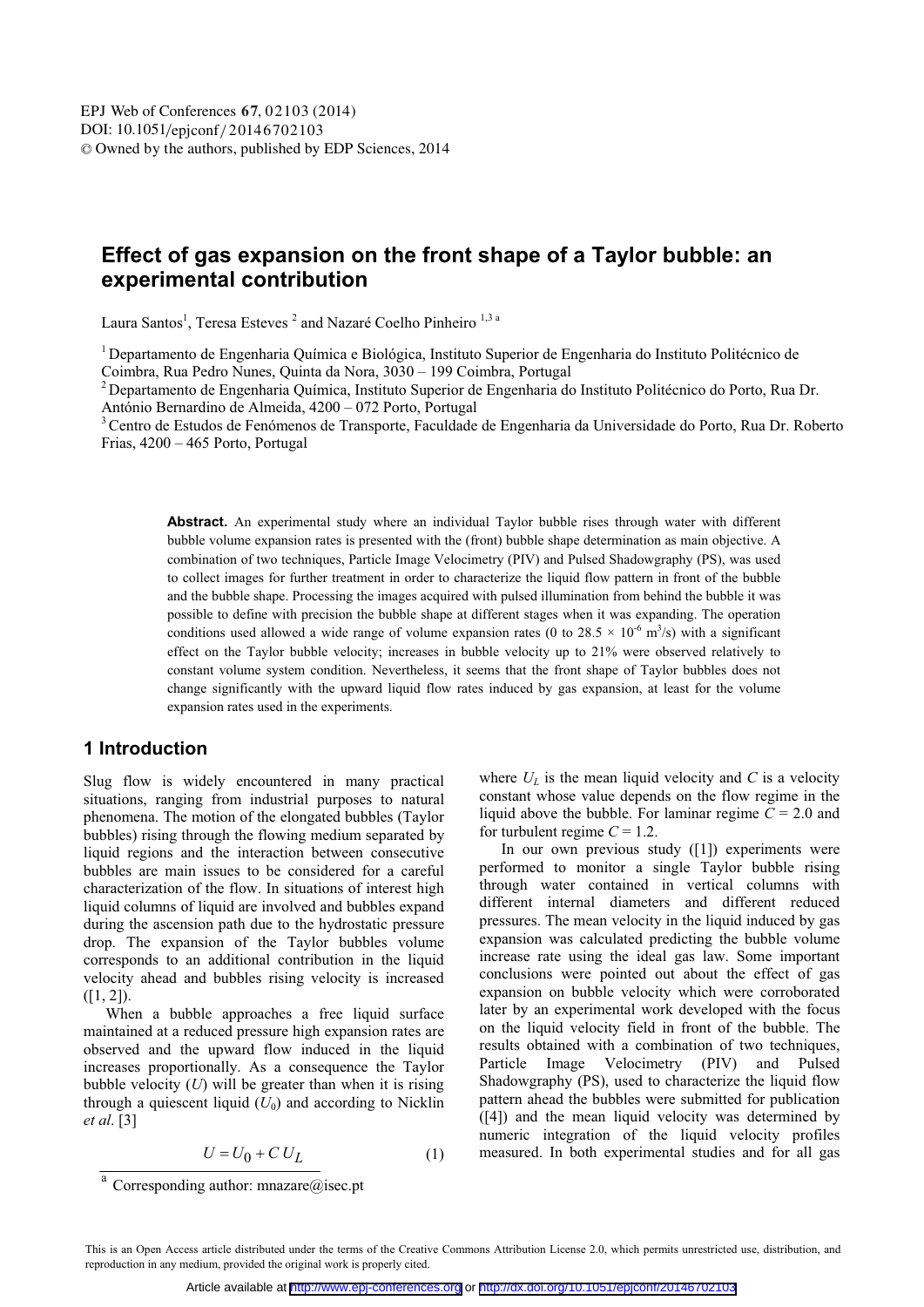# Effect of gas expansion on the front shape of a Taylor bubble: an experimental contribution

Laura Santos[1], Teresa Esteves [2] and Nazaré Coelho Pinheiro [1,3 a]

[1] Departamento de Engenharia Química e Biológica, Instituto Superior de Engenharia do Instituto Politécnico de Coimbra, Rua Pedro Nunes, Quinta da Nora, 3030 – 199 Coimbra, Portugal

[2] Departamento de Engenharia Química, Instituto Superior de Engenharia do Instituto Politécnico do Porto, Rua Dr. António Bernardino de Almeida, 4200 – 072 Porto, Portugal

[3] Centro de Estudos de Fenómenos de Transporte, Faculdade de Engenharia da Universidade do Porto, Rua Dr. Roberto Frias, 4200 – 465 Porto, Portugal

**Abstract.** An experimental study where an individual Taylor bubble rises through water with different bubble volume expansion rates is presented with the (front) bubble shape determination as main objective. A combination of two techniques, Particle Image Velocimetry (PIV) and Pulsed Shadowgraphy (PS), was used to collect images for further treatment in order to characterize the liquid flow pattern in front of the bubble and the bubble shape. Processing the images acquired with pulsed illumination from behind the bubble it was possible to define with precision the bubble shape at different stages when it was expanding. The operation conditions used allowed a wide range of volume expansion rates (0 to $28.5 \times 10^{-6}$ $m^3/s$) with a significant effect on the Taylor bubble velocity; increases in bubble velocity up to 21% were observed relatively to constant volume system condition. Nevertheless, it seems that the front shape of Taylor bubbles does not change significantly with the upward liquid flow rates induced by gas expansion, at least for the volume expansion rates used in the experiments.

## 1 Introduction

Slug flow is widely encountered in many practical situations, ranging from industrial purposes to natural phenomena. The motion of the elongated bubbles (Taylor bubbles) rising through the flowing medium separated by liquid regions and the interaction between consecutive bubbles are main issues to be considered for a careful characterization of the flow. In situations of interest high liquid columns of liquid are involved and bubbles expand during the ascension path due to the hydrostatic pressure drop. The expansion of the Taylor bubbles volume corresponds to an additional contribution in the liquid velocity ahead and bubbles rising velocity is increased ([1, 2]).

When a bubble approaches a free liquid surface maintained at a reduced pressure high expansion rates are observed and the upward flow induced in the liquid increases proportionally. As a consequence the Taylor bubble velocity ($U$) will be greater than when it is rising through a quiescent liquid ($U_0$) and according to Nicklin *et al*. [3]

$$U = U_0 + C\,U_L \tag{1}$$

where $U_L$ is the mean liquid velocity and $C$ is a velocity constant whose value depends on the flow regime in the liquid above the bubble. For laminar regime $C = 2.0$ and for turbulent regime $C = 1.2$.

In our own previous study ([1]) experiments were performed to monitor a single Taylor bubble rising through water contained in vertical columns with different internal diameters and different reduced pressures. The mean velocity in the liquid induced by gas expansion was calculated predicting the bubble volume increase rate using the ideal gas law. Some important conclusions were pointed out about the effect of gas expansion on bubble velocity which were corroborated later by an experimental work developed with the focus on the liquid velocity field in front of the bubble. The results obtained with a combination of two techniques, Particle Image Velocimetry (PIV) and Pulsed Shadowgraphy (PS), used to characterize the liquid flow pattern ahead the bubbles were submitted for publication ([4]) and the mean liquid velocity was determined by numeric integration of the liquid velocity profiles measured. In both experimental studies and for all gas

[a] Corresponding author: mnazare@isec.pt

This is an Open Access article distributed under the terms of the Creative Commons Attribution License 2.0, which permits unrestricted use, distribution, and reproduction in any medium, provided the original work is properly cited.

Article available at http://www.epj-conferences.org or http://dx.doi.org/10.1051/epjconf/20146702103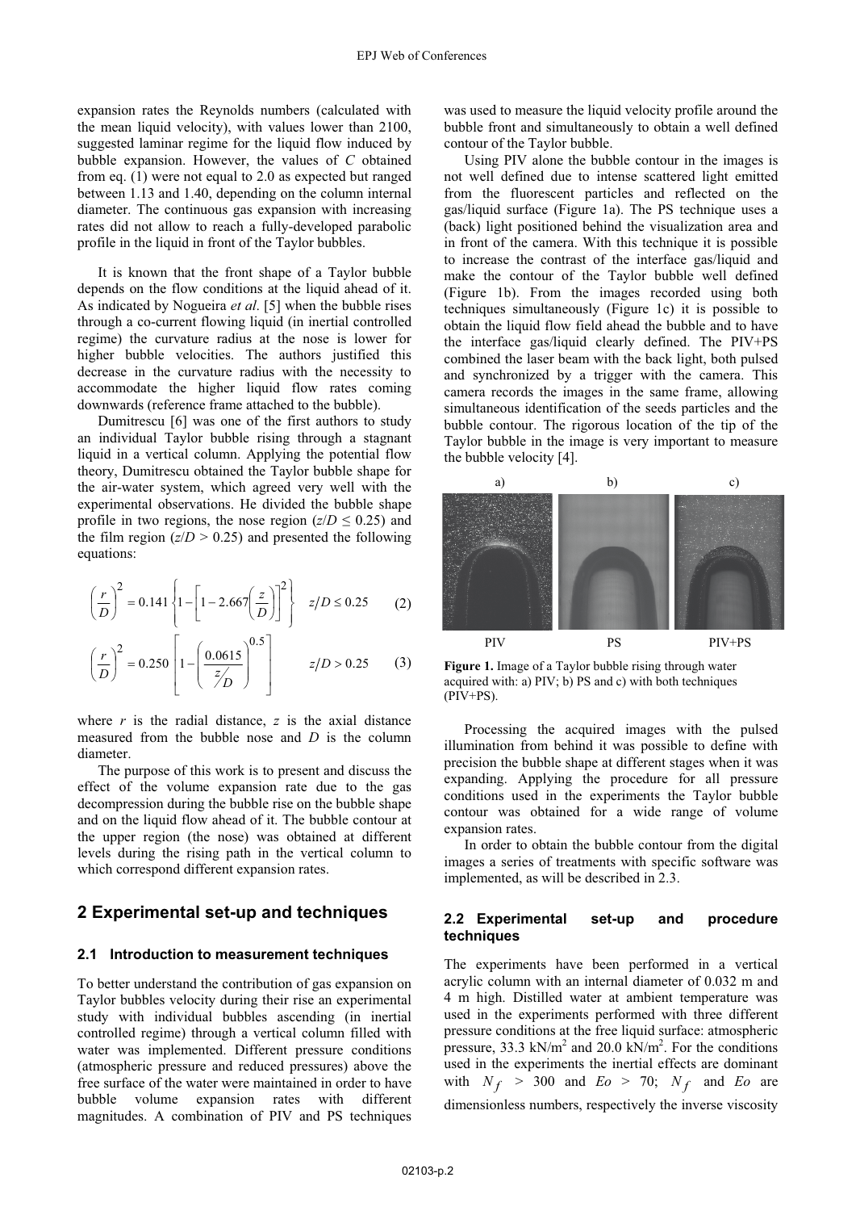expansion rates the Reynolds numbers (calculated with the mean liquid velocity), with values lower than 2100, suggested laminar regime for the liquid flow induced by bubble expansion. However, the values of *C* obtained from eq. (1) were not equal to 2.0 as expected but ranged between 1.13 and 1.40, depending on the column internal diameter. The continuous gas expansion with increasing rates did not allow to reach a fully-developed parabolic profile in the liquid in front of the Taylor bubbles.

It is known that the front shape of a Taylor bubble depends on the flow conditions at the liquid ahead of it. As indicated by Nogueira *et al*. [5] when the bubble rises through a co-current flowing liquid (in inertial controlled regime) the curvature radius at the nose is lower for higher bubble velocities. The authors justified this decrease in the curvature radius with the necessity to accommodate the higher liquid flow rates coming downwards (reference frame attached to the bubble).

Dumitrescu [6] was one of the first authors to study an individual Taylor bubble rising through a stagnant liquid in a vertical column. Applying the potential flow theory, Dumitrescu obtained the Taylor bubble shape for the air-water system, which agreed very well with the experimental observations. He divided the bubble shape profile in two regions, the nose region ($z/D \leq 0.25$) and the film region ($z/D > 0.25$) and presented the following equations:

$$\left(\frac{r}{D}\right)^2 = 0.141\left\{1-\left[1-2.667\left(\frac{z}{D}\right)\right]^2\right\} \quad z/D \leq 0.25 \qquad (2)$$

$$\left(\frac{r}{D}\right)^2 = 0.250\left[1-\left(\frac{0.0615}{z/D}\right)^{0.5}\right] \quad z/D > 0.25 \qquad (3)$$

where *r* is the radial distance, *z* is the axial distance measured from the bubble nose and *D* is the column diameter.

The purpose of this work is to present and discuss the effect of the volume expansion rate due to the gas decompression during the bubble rise on the bubble shape and on the liquid flow ahead of it. The bubble contour at the upper region (the nose) was obtained at different levels during the rising path in the vertical column to which correspond different expansion rates.

## 2 Experimental set-up and techniques

### 2.1 Introduction to measurement techniques

To better understand the contribution of gas expansion on Taylor bubbles velocity during their rise an experimental study with individual bubbles ascending (in inertial controlled regime) through a vertical column filled with water was implemented. Different pressure conditions (atmospheric pressure and reduced pressures) above the free surface of the water were maintained in order to have bubble volume expansion rates with different magnitudes. A combination of PIV and PS techniques was used to measure the liquid velocity profile around the bubble front and simultaneously to obtain a well defined contour of the Taylor bubble.

Using PIV alone the bubble contour in the images is not well defined due to intense scattered light emitted from the fluorescent particles and reflected on the gas/liquid surface (Figure 1a). The PS technique uses a (back) light positioned behind the visualization area and in front of the camera. With this technique it is possible to increase the contrast of the interface gas/liquid and make the contour of the Taylor bubble well defined (Figure 1b). From the images recorded using both techniques simultaneously (Figure 1c) it is possible to obtain the liquid flow field ahead the bubble and to have the interface gas/liquid clearly defined. The PIV+PS combined the laser beam with the back light, both pulsed and synchronized by a trigger with the camera. This camera records the images in the same frame, allowing simultaneous identification of the seeds particles and the bubble contour. The rigorous location of the tip of the Taylor bubble in the image is very important to measure the bubble velocity [4].

a) b) c)

PIV PS PIV+PS

**Figure 1.** Image of a Taylor bubble rising through water acquired with: a) PIV; b) PS and c) with both techniques (PIV+PS).

Processing the acquired images with the pulsed illumination from behind it was possible to define with precision the bubble shape at different stages when it was expanding. Applying the procedure for all pressure conditions used in the experiments the Taylor bubble contour was obtained for a wide range of volume expansion rates.

In order to obtain the bubble contour from the digital images a series of treatments with specific software was implemented, as will be described in 2.3.

### 2.2 Experimental set-up and procedure techniques

The experiments have been performed in a vertical acrylic column with an internal diameter of 0.032 m and 4 m high. Distilled water at ambient temperature was used in the experiments performed with three different pressure conditions at the free liquid surface: atmospheric pressure, 33.3 kN/m$^2$ and 20.0 kN/m$^2$. For the conditions used in the experiments the inertial effects are dominant with $N_f$ > 300 and *Eo* > 70; $N_f$ and *Eo* are dimensionless numbers, respectively the inverse viscosity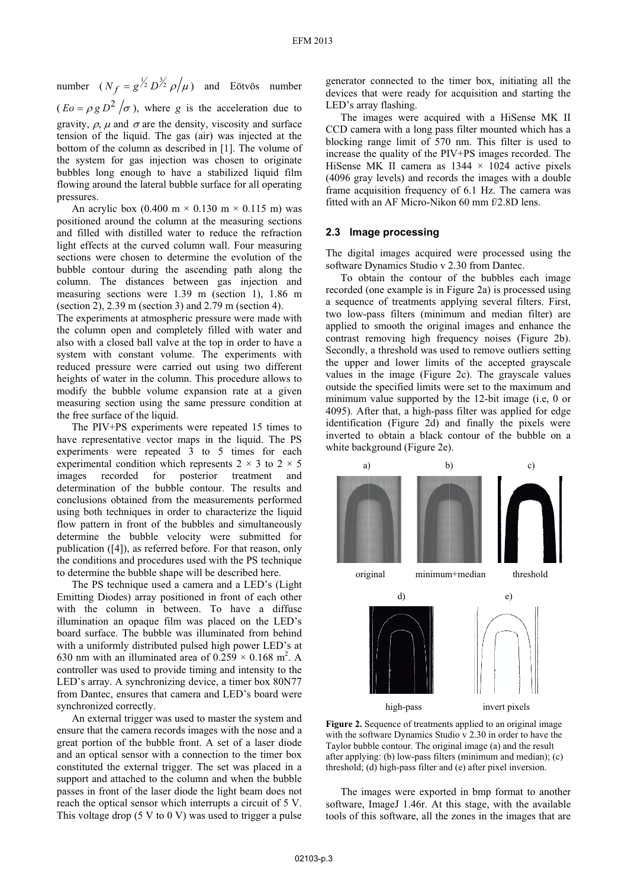number ($N_f = g^{1/2} D^{3/2} \rho/\mu$) and Eötvös number ($Eo = \rho g D^2/\sigma$), where $g$ is the acceleration due to gravity, $\rho$, $\mu$ and $\sigma$ are the density, viscosity and surface tension of the liquid. The gas (air) was injected at the bottom of the column as described in [1]. The volume of the system for gas injection was chosen to originate bubbles long enough to have a stabilized liquid film flowing around the lateral bubble surface for all operating pressures.

An acrylic box (0.400 m × 0.130 m × 0.115 m) was positioned around the column at the measuring sections and filled with distilled water to reduce the refraction light effects at the curved column wall. Four measuring sections were chosen to determine the evolution of the bubble contour during the ascending path along the column. The distances between gas injection and measuring sections were 1.39 m (section 1), 1.86 m (section 2), 2.39 m (section 3) and 2.79 m (section 4).

The experiments at atmospheric pressure were made with the column open and completely filled with water and also with a closed ball valve at the top in order to have a system with constant volume. The experiments with reduced pressure were carried out using two different heights of water in the column. This procedure allows to modify the bubble volume expansion rate at a given measuring section using the same pressure condition at the free surface of the liquid.

The PIV+PS experiments were repeated 15 times to have representative vector maps in the liquid. The PS experiments were repeated 3 to 5 times for each experimental condition which represents 2 × 3 to 2 × 5 images recorded for posterior treatment and determination of the bubble contour. The results and conclusions obtained from the measurements performed using both techniques in order to characterize the liquid flow pattern in front of the bubbles and simultaneously determine the bubble velocity were submitted for publication ([4]), as referred before. For that reason, only the conditions and procedures used with the PS technique to determine the bubble shape will be described here.

The PS technique used a camera and a LED's (Light Emitting Diodes) array positioned in front of each other with the column in between. To have a diffuse illumination an opaque film was placed on the LED's board surface. The bubble was illuminated from behind with a uniformly distributed pulsed high power LED's at 630 nm with an illuminated area of 0.259 × 0.168 m$^2$. A controller was used to provide timing and intensity to the LED's array. A synchronizing device, a timer box 80N77 from Dantec, ensures that camera and LED's board were synchronized correctly.

An external trigger was used to master the system and ensure that the camera records images with the nose and a great portion of the bubble front. A set of a laser diode and an optical sensor with a connection to the timer box constituted the external trigger. The set was placed in a support and attached to the column and when the bubble passes in front of the laser diode the light beam does not reach the optical sensor which interrupts a circuit of 5 V. This voltage drop (5 V to 0 V) was used to trigger a pulse generator connected to the timer box, initiating all the devices that were ready for acquisition and starting the LED's array flashing.

The images were acquired with a HiSense MK II CCD camera with a long pass filter mounted which has a blocking range limit of 570 nm. This filter is used to increase the quality of the PIV+PS images recorded. The HiSense MK II camera as 1344 × 1024 active pixels (4096 gray levels) and records the images with a double frame acquisition frequency of 6.1 Hz. The camera was fitted with an AF Micro-Nikon 60 mm f/2.8D lens.

### 2.3 Image processing

The digital images acquired were processed using the software Dynamics Studio v 2.30 from Dantec.

To obtain the contour of the bubbles each image recorded (one example is in Figure 2a) is processed using a sequence of treatments applying several filters. First, two low-pass filters (minimum and median filter) are applied to smooth the original images and enhance the contrast removing high frequency noises (Figure 2b). Secondly, a threshold was used to remove outliers setting the upper and lower limits of the accepted grayscale values in the image (Figure 2c). The grayscale values outside the specified limits were set to the maximum and minimum value supported by the 12-bit image (i.e, 0 or 4095). After that, a high-pass filter was applied for edge identification (Figure 2d) and finally the pixels were inverted to obtain a black contour of the bubble on a white background (Figure 2e).

a) original b) minimum+median c) threshold d) high-pass e) invert pixels

**Figure 2.** Sequence of treatments applied to an original image with the software Dynamics Studio v 2.30 in order to have the Taylor bubble contour. The original image (a) and the result after applying: (b) low-pass filters (minimum and median); (c) threshold; (d) high-pass filter and (e) after pixel inversion.

The images were exported in bmp format to another software, ImageJ 1.46r. At this stage, with the available tools of this software, all the zones in the images that are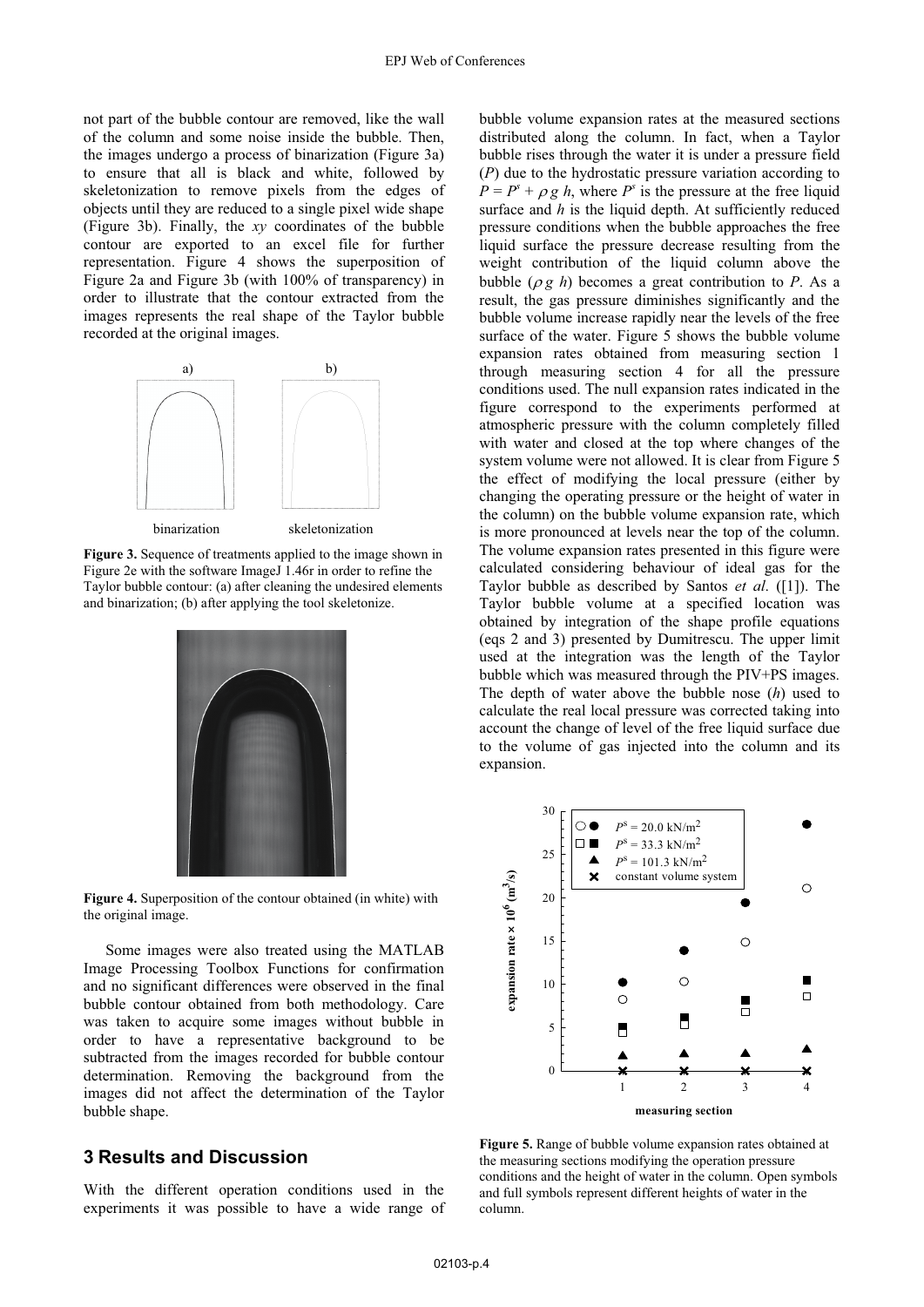not part of the bubble contour are removed, like the wall of the column and some noise inside the bubble. Then, the images undergo a process of binarization (Figure 3a) to ensure that all is black and white, followed by skeletonization to remove pixels from the edges of objects until they are reduced to a single pixel wide shape (Figure 3b). Finally, the *xy* coordinates of the bubble contour are exported to an excel file for further representation. Figure 4 shows the superposition of Figure 2a and Figure 3b (with 100% of transparency) in order to illustrate that the contour extracted from the images represents the real shape of the Taylor bubble recorded at the original images.

**Figure 3.** Sequence of treatments applied to the image shown in Figure 2e with the software ImageJ 1.46r in order to refine the Taylor bubble contour: (a) after cleaning the undesired elements and binarization; (b) after applying the tool skeletonize.

**Figure 4.** Superposition of the contour obtained (in white) with the original image.

Some images were also treated using the MATLAB Image Processing Toolbox Functions for confirmation and no significant differences were observed in the final bubble contour obtained from both methodology. Care was taken to acquire some images without bubble in order to have a representative background to be subtracted from the images recorded for bubble contour determination. Removing the background from the images did not affect the determination of the Taylor bubble shape.

## 3 Results and Discussion

With the different operation conditions used in the experiments it was possible to have a wide range of bubble volume expansion rates at the measured sections distributed along the column. In fact, when a Taylor bubble rises through the water it is under a pressure field ($P$) due to the hydrostatic pressure variation according to $P = P^s + \rho g h$, where $P^s$ is the pressure at the free liquid surface and $h$ is the liquid depth. At sufficiently reduced pressure conditions when the bubble approaches the free liquid surface the pressure decrease resulting from the weight contribution of the liquid column above the bubble ($\rho g h$) becomes a great contribution to $P$. As a result, the gas pressure diminishes significantly and the bubble volume increase rapidly near the levels of the free surface of the water. Figure 5 shows the bubble volume expansion rates obtained from measuring section 1 through measuring section 4 for all the pressure conditions used. The null expansion rates indicated in the figure correspond to the experiments performed at atmospheric pressure with the column completely filled with water and closed at the top where changes of the system volume were not allowed. It is clear from Figure 5 the effect of modifying the local pressure (either by changing the operating pressure or the height of water in the column) on the bubble volume expansion rate, which is more pronounced at levels near the top of the column. The volume expansion rates presented in this figure were calculated considering behaviour of ideal gas for the Taylor bubble as described by Santos *et al*. ([1]). The Taylor bubble volume at a specified location was obtained by integration of the shape profile equations (eqs 2 and 3) presented by Dumitrescu. The upper limit used at the integration was the length of the Taylor bubble which was measured through the PIV+PS images. The depth of water above the bubble nose ($h$) used to calculate the real local pressure was corrected taking into account the change of level of the free liquid surface due to the volume of gas injected into the column and its expansion.

**Figure 5.** Range of bubble volume expansion rates obtained at the measuring sections modifying the operation pressure conditions and the height of water in the column. Open symbols and full symbols represent different heights of water in the column.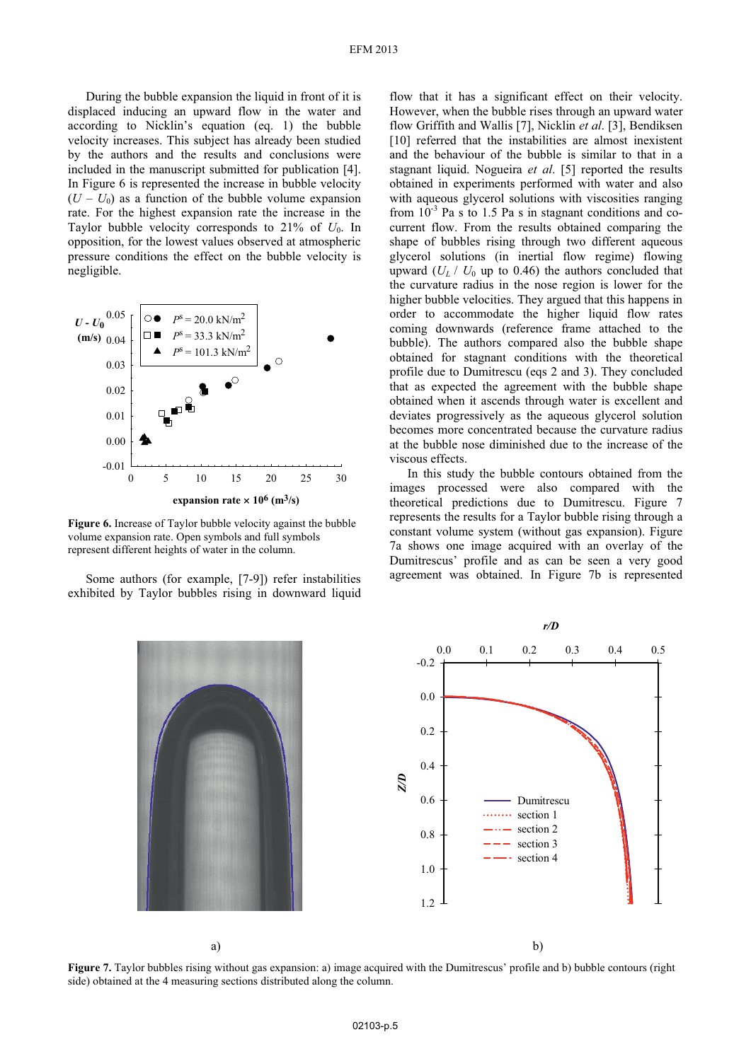During the bubble expansion the liquid in front of it is displaced inducing an upward flow in the water and according to Nicklin's equation (eq. 1) the bubble velocity increases. This subject has already been studied by the authors and the results and conclusions were included in the manuscript submitted for publication [4]. In Figure 6 is represented the increase in bubble velocity ($U - U_0$) as a function of the bubble volume expansion rate. For the highest expansion rate the increase in the Taylor bubble velocity corresponds to 21% of $U_0$. In opposition, for the lowest values observed at atmospheric pressure conditions the effect on the bubble velocity is negligible.

**Figure 6.** Increase of Taylor bubble velocity against the bubble volume expansion rate. Open symbols and full symbols represent different heights of water in the column.

Some authors (for example, [7-9]) refer instabilities exhibited by Taylor bubbles rising in downward liquid flow that it has a significant effect on their velocity. However, when the bubble rises through an upward water flow Griffith and Wallis [7], Nicklin *et al*. [3], Bendiksen [10] referred that the instabilities are almost inexistent and the behaviour of the bubble is similar to that in a stagnant liquid. Nogueira *et al*. [5] reported the results obtained in experiments performed with water and also with aqueous glycerol solutions with viscosities ranging from $10^{-3}$ Pa s to 1.5 Pa s in stagnant conditions and co-current flow. From the results obtained comparing the shape of bubbles rising through two different aqueous glycerol solutions (in inertial flow regime) flowing upward ($U_L$ / $U_0$ up to 0.46) the authors concluded that the curvature radius in the nose region is lower for the higher bubble velocities. They argued that this happens in order to accommodate the higher liquid flow rates coming downwards (reference frame attached to the bubble). The authors compared also the bubble shape obtained for stagnant conditions with the theoretical profile due to Dumitrescu (eqs 2 and 3). They concluded that as expected the agreement with the bubble shape obtained when it ascends through water is excellent and deviates progressively as the aqueous glycerol solution becomes more concentrated because the curvature radius at the bubble nose diminished due to the increase of the viscous effects.

In this study the bubble contours obtained from the images processed were also compared with the theoretical predictions due to Dumitrescu. Figure 7 represents the results for a Taylor bubble rising through a constant volume system (without gas expansion). Figure 7a shows one image acquired with an overlay of the Dumitrescus' profile and as can be seen a very good agreement was obtained. In Figure 7b is represented

**Figure 7.** Taylor bubbles rising without gas expansion: a) image acquired with the Dumitrescus' profile and b) bubble contours (right side) obtained at the 4 measuring sections distributed along the column.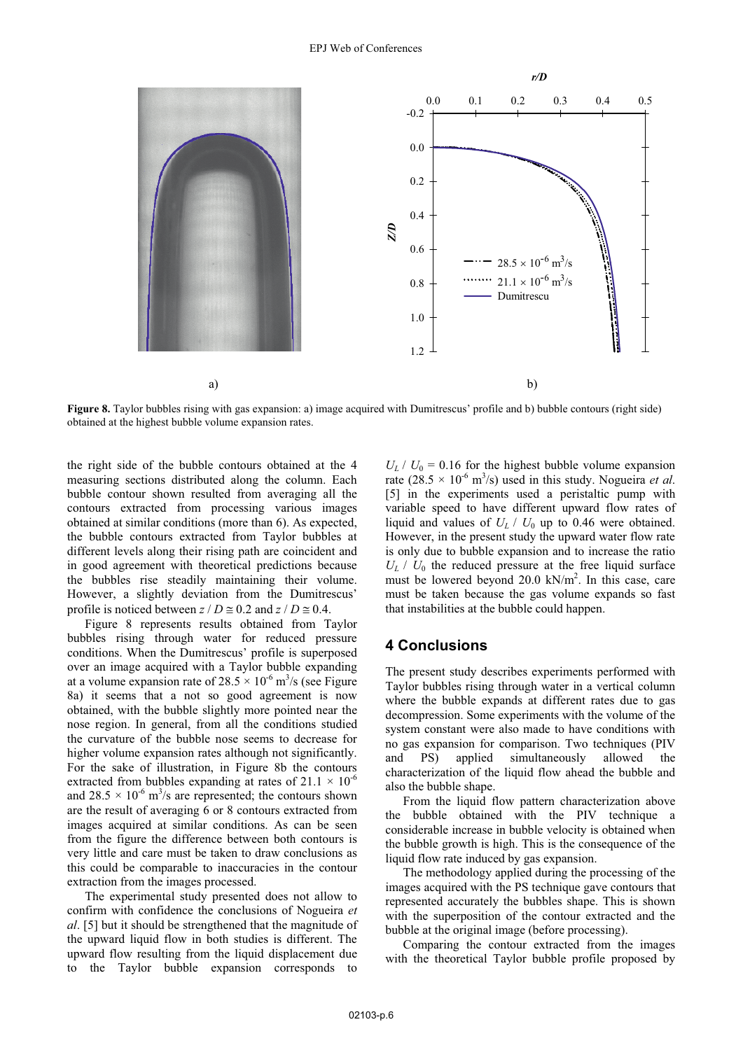**Figure 8.** Taylor bubbles rising with gas expansion: a) image acquired with Dumitrescus' profile and b) bubble contours (right side) obtained at the highest bubble volume expansion rates.

the right side of the bubble contours obtained at the 4 measuring sections distributed along the column. Each bubble contour shown resulted from averaging all the contours extracted from processing various images obtained at similar conditions (more than 6). As expected, the bubble contours extracted from Taylor bubbles at different levels along their rising path are coincident and in good agreement with theoretical predictions because the bubbles rise steadily maintaining their volume. However, a slightly deviation from the Dumitrescus' profile is noticed between $z / D \cong 0.2$ and $z / D \cong 0.4$.

Figure 8 represents results obtained from Taylor bubbles rising through water for reduced pressure conditions. When the Dumitrescus' profile is superposed over an image acquired with a Taylor bubble expanding at a volume expansion rate of $28.5 \times 10^{-6}$ m$^3$/s (see Figure 8a) it seems that a not so good agreement is now obtained, with the bubble slightly more pointed near the nose region. In general, from all the conditions studied the curvature of the bubble nose seems to decrease for higher volume expansion rates although not significantly. For the sake of illustration, in Figure 8b the contours extracted from bubbles expanding at rates of $21.1 \times 10^{-6}$ and $28.5 \times 10^{-6}$ m$^3$/s are represented; the contours shown are the result of averaging 6 or 8 contours extracted from images acquired at similar conditions. As can be seen from the figure the difference between both contours is very little and care must be taken to draw conclusions as this could be comparable to inaccuracies in the contour extraction from the images processed.

The experimental study presented does not allow to confirm with confidence the conclusions of Nogueira *et al*. [5] but it should be strengthened that the magnitude of the upward liquid flow in both studies is different. The upward flow resulting from the liquid displacement due to the Taylor bubble expansion corresponds to $U_L / U_0 = 0.16$ for the highest bubble volume expansion rate ($28.5 \times 10^{-6}$ m$^3$/s) used in this study. Nogueira *et al*. [5] in the experiments used a peristaltic pump with variable speed to have different upward flow rates of liquid and values of $U_L / U_0$ up to 0.46 were obtained. However, in the present study the upward water flow rate is only due to bubble expansion and to increase the ratio $U_L / U_0$ the reduced pressure at the free liquid surface must be lowered beyond 20.0 kN/m$^2$. In this case, care must be taken because the gas volume expands so fast that instabilities at the bubble could happen.

## 4 Conclusions

The present study describes experiments performed with Taylor bubbles rising through water in a vertical column where the bubble expands at different rates due to gas decompression. Some experiments with the volume of the system constant were also made to have conditions with no gas expansion for comparison. Two techniques (PIV and PS) applied simultaneously allowed the characterization of the liquid flow ahead the bubble and also the bubble shape.

From the liquid flow pattern characterization above the bubble obtained with the PIV technique a considerable increase in bubble velocity is obtained when the bubble growth is high. This is the consequence of the liquid flow rate induced by gas expansion.

The methodology applied during the processing of the images acquired with the PS technique gave contours that represented accurately the bubbles shape. This is shown with the superposition of the contour extracted and the bubble at the original image (before processing).

Comparing the contour extracted from the images with the theoretical Taylor bubble profile proposed by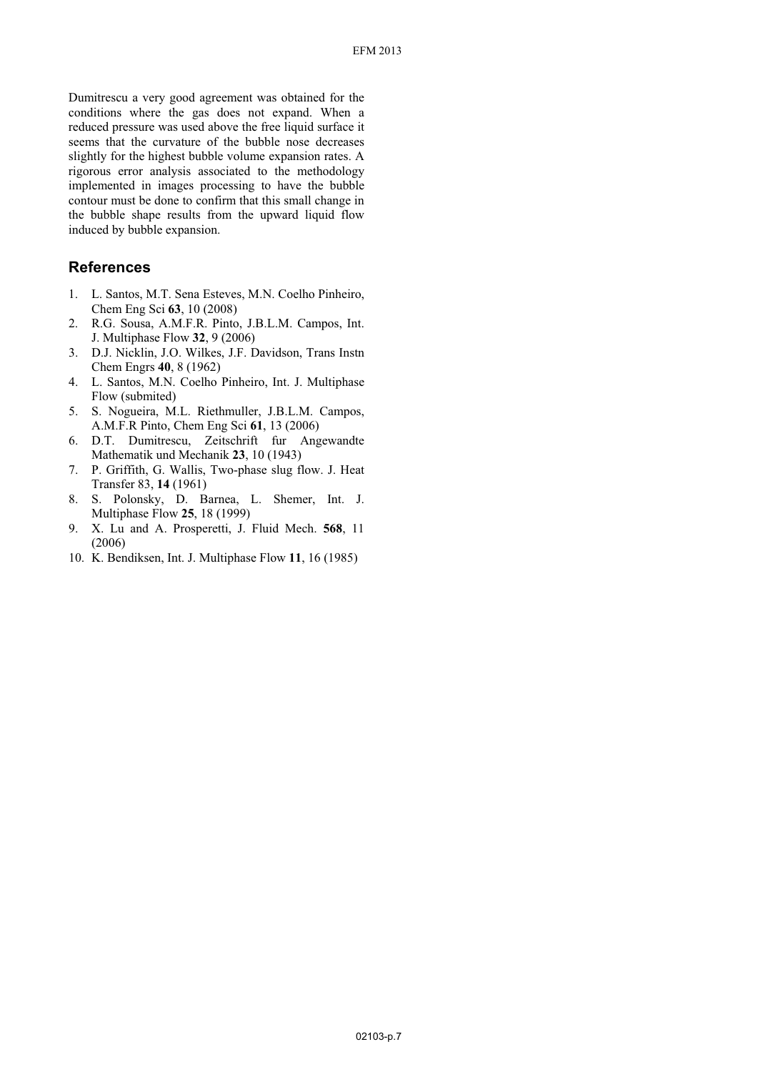Dumitrescu a very good agreement was obtained for the conditions where the gas does not expand. When a reduced pressure was used above the free liquid surface it seems that the curvature of the bubble nose decreases slightly for the highest bubble volume expansion rates. A rigorous error analysis associated to the methodology implemented in images processing to have the bubble contour must be done to confirm that this small change in the bubble shape results from the upward liquid flow induced by bubble expansion.

## References

1. L. Santos, M.T. Sena Esteves, M.N. Coelho Pinheiro, Chem Eng Sci **63**, 10 (2008)
2. R.G. Sousa, A.M.F.R. Pinto, J.B.L.M. Campos, Int. J. Multiphase Flow **32**, 9 (2006)
3. D.J. Nicklin, J.O. Wilkes, J.F. Davidson, Trans Instn Chem Engrs **40**, 8 (1962)
4. L. Santos, M.N. Coelho Pinheiro, Int. J. Multiphase Flow (submited)
5. S. Nogueira, M.L. Riethmuller, J.B.L.M. Campos, A.M.F.R Pinto, Chem Eng Sci **61**, 13 (2006)
6. D.T. Dumitrescu, Zeitschrift fur Angewandte Mathematik und Mechanik **23**, 10 (1943)
7. P. Griffith, G. Wallis, Two-phase slug flow. J. Heat Transfer 83, **14** (1961)
8. S. Polonsky, D. Barnea, L. Shemer, Int. J. Multiphase Flow **25**, 18 (1999)
9. X. Lu and A. Prosperetti, J. Fluid Mech. **568**, 11 (2006)
10. K. Bendiksen, Int. J. Multiphase Flow **11**, 16 (1985)